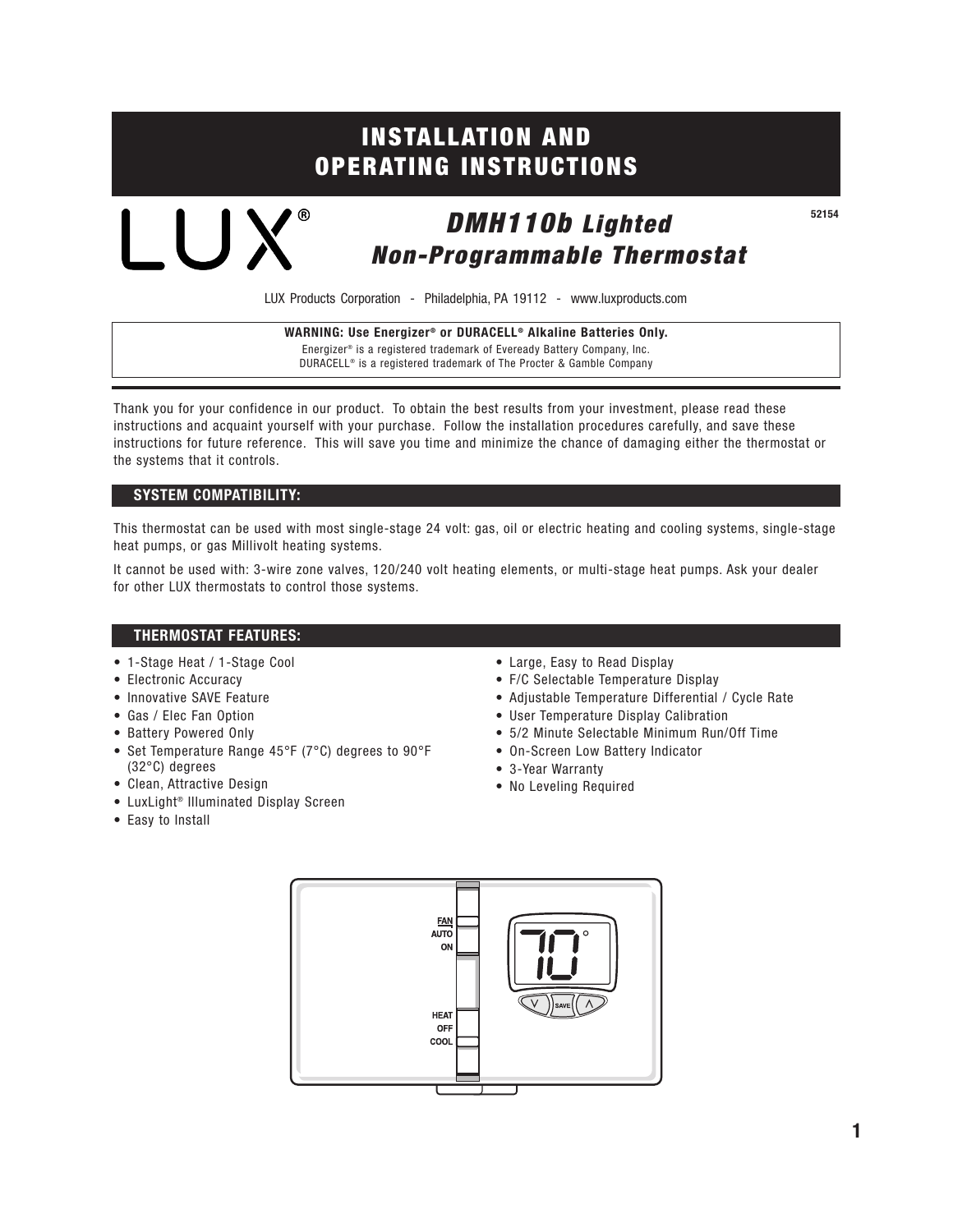# INSTALLATION AND OPERATING INSTRUCTIONS

LUX®

## *DMH110b Lighted Non-Programmable Thermostat*

52154

LUX Products Corporation - Philadelphia, PA 19112 - www.luxproducts.com

**WARNING: Use Energizer® or DURACELL® Alkaline Batteries Only.**
Energizer® is a registered trademark of Eveready Battery Company, Inc.
DURACELL® is a registered trademark of The Procter & Gamble Company

Thank you for your confidence in our product. To obtain the best results from your investment, please read these instructions and acquaint yourself with your purchase. Follow the installation procedures carefully, and save these instructions for future reference. This will save you time and minimize the chance of damaging either the thermostat or the systems that it controls.

## SYSTEM COMPATIBILITY:

This thermostat can be used with most single-stage 24 volt: gas, oil or electric heating and cooling systems, single-stage heat pumps, or gas Millivolt heating systems.

It cannot be used with: 3-wire zone valves, 120/240 volt heating elements, or multi-stage heat pumps. Ask your dealer for other LUX thermostats to control those systems.

## THERMOSTAT FEATURES:

- 1-Stage Heat / 1-Stage Cool
- Electronic Accuracy
- Innovative SAVE Feature
- Gas / Elec Fan Option
- Battery Powered Only
- Set Temperature Range 45°F (7°C) degrees to 90°F (32°C) degrees
- Clean, Attractive Design
- LuxLight® Illuminated Display Screen
- Easy to Install
- Large, Easy to Read Display
- F/C Selectable Temperature Display
- Adjustable Temperature Differential / Cycle Rate
- User Temperature Display Calibration
- 5/2 Minute Selectable Minimum Run/Off Time
- On-Screen Low Battery Indicator
- 3-Year Warranty
- No Leveling Required

FAN
AUTO
ON

HEAT
OFF
COOL

70°

SAVE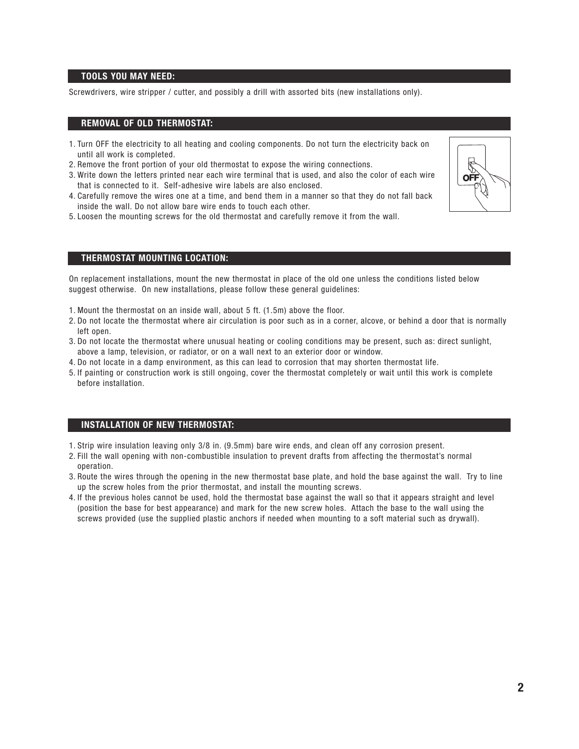## TOOLS YOU MAY NEED:

Screwdrivers, wire stripper / cutter, and possibly a drill with assorted bits (new installations only).

## REMOVAL OF OLD THERMOSTAT:

1. Turn OFF the electricity to all heating and cooling components. Do not turn the electricity back on until all work is completed.
2. Remove the front portion of your old thermostat to expose the wiring connections.
3. Write down the letters printed near each wire terminal that is used, and also the color of each wire that is connected to it. Self-adhesive wire labels are also enclosed.
4. Carefully remove the wires one at a time, and bend them in a manner so that they do not fall back inside the wall. Do not allow bare wire ends to touch each other.
5. Loosen the mounting screws for the old thermostat and carefully remove it from the wall.

## THERMOSTAT MOUNTING LOCATION:

On replacement installations, mount the new thermostat in place of the old one unless the conditions listed below suggest otherwise. On new installations, please follow these general guidelines:

1. Mount the thermostat on an inside wall, about 5 ft. (1.5m) above the floor.
2. Do not locate the thermostat where air circulation is poor such as in a corner, alcove, or behind a door that is normally left open.
3. Do not locate the thermostat where unusual heating or cooling conditions may be present, such as: direct sunlight, above a lamp, television, or radiator, or on a wall next to an exterior door or window.
4. Do not locate in a damp environment, as this can lead to corrosion that may shorten thermostat life.
5. If painting or construction work is still ongoing, cover the thermostat completely or wait until this work is complete before installation.

## INSTALLATION OF NEW THERMOSTAT:

1. Strip wire insulation leaving only 3/8 in. (9.5mm) bare wire ends, and clean off any corrosion present.
2. Fill the wall opening with non-combustible insulation to prevent drafts from affecting the thermostat's normal operation.
3. Route the wires through the opening in the new thermostat base plate, and hold the base against the wall. Try to line up the screw holes from the prior thermostat, and install the mounting screws.
4. If the previous holes cannot be used, hold the thermostat base against the wall so that it appears straight and level (position the base for best appearance) and mark for the new screw holes. Attach the base to the wall using the screws provided (use the supplied plastic anchors if needed when mounting to a soft material such as drywall).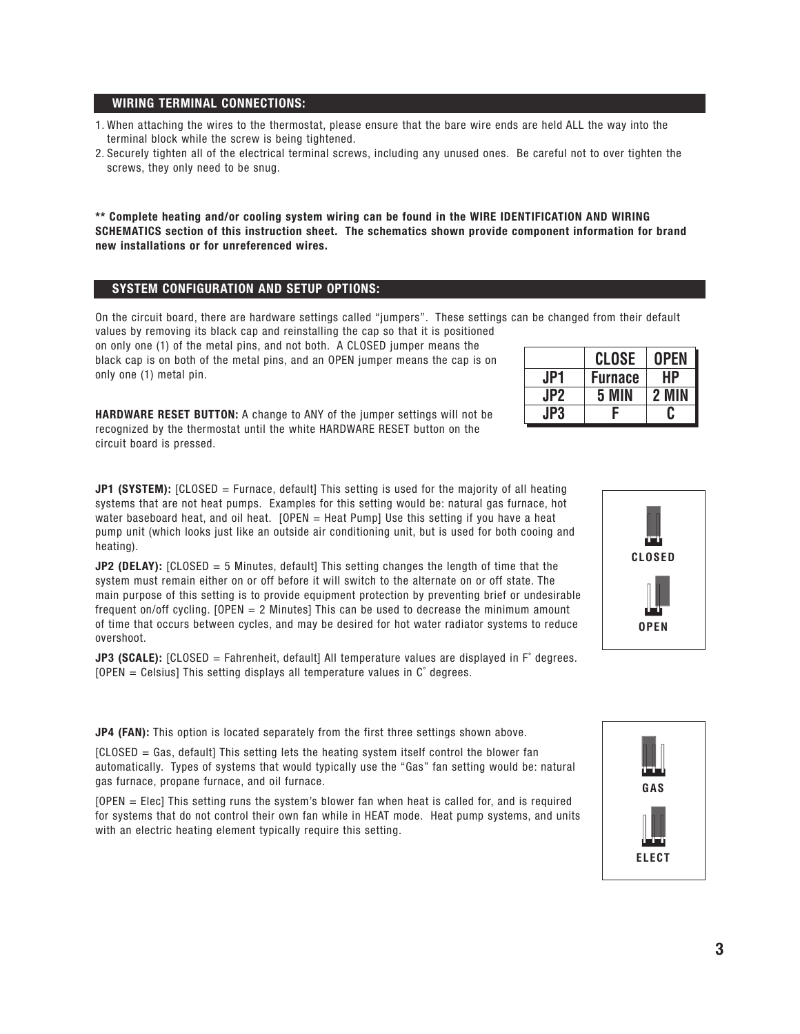## WIRING TERMINAL CONNECTIONS:

1. When attaching the wires to the thermostat, please ensure that the bare wire ends are held ALL the way into the terminal block while the screw is being tightened.
2. Securely tighten all of the electrical terminal screws, including any unused ones. Be careful not to over tighten the screws, they only need to be snug.

**** Complete heating and/or cooling system wiring can be found in the WIRE IDENTIFICATION AND WIRING SCHEMATICS section of this instruction sheet. The schematics shown provide component information for brand new installations or for unreferenced wires.**

## SYSTEM CONFIGURATION AND SETUP OPTIONS:

On the circuit board, there are hardware settings called "jumpers". These settings can be changed from their default values by removing its black cap and reinstalling the cap so that it is positioned on only one (1) of the metal pins, and not both. A CLOSED jumper means the black cap is on both of the metal pins, and an OPEN jumper means the cap is on only one (1) metal pin.

| | CLOSE | OPEN |
|---|---|---|
| JP1 | Furnace | HP |
| JP2 | 5 MIN | 2 MIN |
| JP3 | F | C |

**HARDWARE RESET BUTTON:** A change to ANY of the jumper settings will not be recognized by the thermostat until the white HARDWARE RESET button on the circuit board is pressed.

**JP1 (SYSTEM):** [CLOSED = Furnace, default] This setting is used for the majority of all heating systems that are not heat pumps. Examples for this setting would be: natural gas furnace, hot water baseboard heat, and oil heat. [OPEN = Heat Pump] Use this setting if you have a heat pump unit (which looks just like an outside air conditioning unit, but is used for both cooing and heating).

**JP2 (DELAY):** [CLOSED = 5 Minutes, default] This setting changes the length of time that the system must remain either on or off before it will switch to the alternate on or off state. The main purpose of this setting is to provide equipment protection by preventing brief or undesirable frequent on/off cycling. [OPEN = 2 Minutes] This can be used to decrease the minimum amount of time that occurs between cycles, and may be desired for hot water radiator systems to reduce overshoot.

**JP3 (SCALE):** [CLOSED = Fahrenheit, default] All temperature values are displayed in F° degrees. [OPEN = Celsius] This setting displays all temperature values in C° degrees.

CLOSED

OPEN

**JP4 (FAN):** This option is located separately from the first three settings shown above.

[CLOSED = Gas, default] This setting lets the heating system itself control the blower fan automatically. Types of systems that would typically use the "Gas" fan setting would be: natural gas furnace, propane furnace, and oil furnace.

[OPEN = Elec] This setting runs the system's blower fan when heat is called for, and is required for systems that do not control their own fan while in HEAT mode. Heat pump systems, and units with an electric heating element typically require this setting.

GAS

ELECT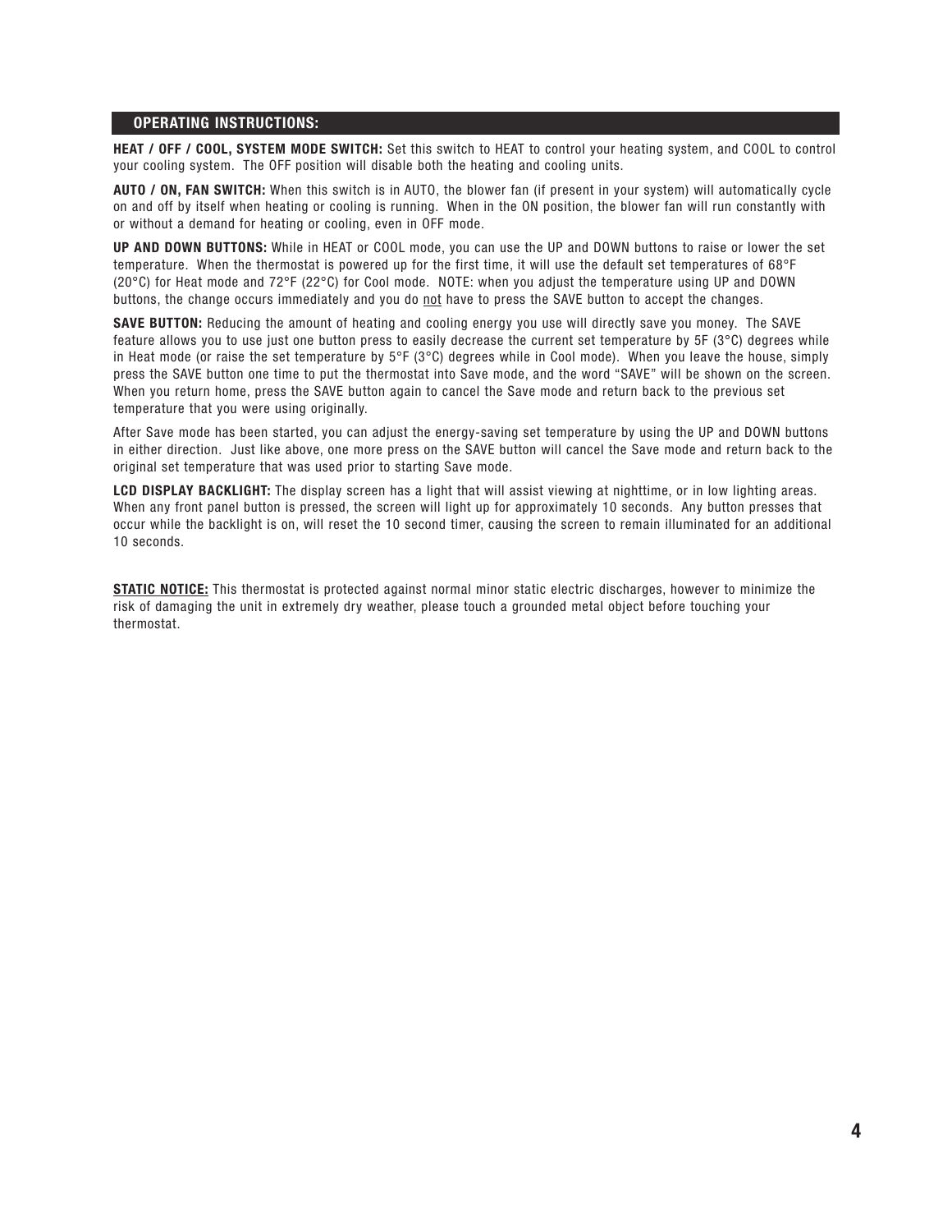## OPERATING INSTRUCTIONS:

**HEAT / OFF / COOL, SYSTEM MODE SWITCH:** Set this switch to HEAT to control your heating system, and COOL to control your cooling system. The OFF position will disable both the heating and cooling units.

**AUTO / ON, FAN SWITCH:** When this switch is in AUTO, the blower fan (if present in your system) will automatically cycle on and off by itself when heating or cooling is running. When in the ON position, the blower fan will run constantly with or without a demand for heating or cooling, even in OFF mode.

**UP AND DOWN BUTTONS:** While in HEAT or COOL mode, you can use the UP and DOWN buttons to raise or lower the set temperature. When the thermostat is powered up for the first time, it will use the default set temperatures of 68°F (20°C) for Heat mode and 72°F (22°C) for Cool mode. NOTE: when you adjust the temperature using UP and DOWN buttons, the change occurs immediately and you do <u>not</u> have to press the SAVE button to accept the changes.

**SAVE BUTTON:** Reducing the amount of heating and cooling energy you use will directly save you money. The SAVE feature allows you to use just one button press to easily decrease the current set temperature by 5F (3°C) degrees while in Heat mode (or raise the set temperature by 5°F (3°C) degrees while in Cool mode). When you leave the house, simply press the SAVE button one time to put the thermostat into Save mode, and the word “SAVE” will be shown on the screen. When you return home, press the SAVE button again to cancel the Save mode and return back to the previous set temperature that you were using originally.

After Save mode has been started, you can adjust the energy-saving set temperature by using the UP and DOWN buttons in either direction. Just like above, one more press on the SAVE button will cancel the Save mode and return back to the original set temperature that was used prior to starting Save mode.

**LCD DISPLAY BACKLIGHT:** The display screen has a light that will assist viewing at nighttime, or in low lighting areas. When any front panel button is pressed, the screen will light up for approximately 10 seconds. Any button presses that occur while the backlight is on, will reset the 10 second timer, causing the screen to remain illuminated for an additional 10 seconds.

**<u>STATIC NOTICE:</u>** This thermostat is protected against normal minor static electric discharges, however to minimize the risk of damaging the unit in extremely dry weather, please touch a grounded metal object before touching your thermostat.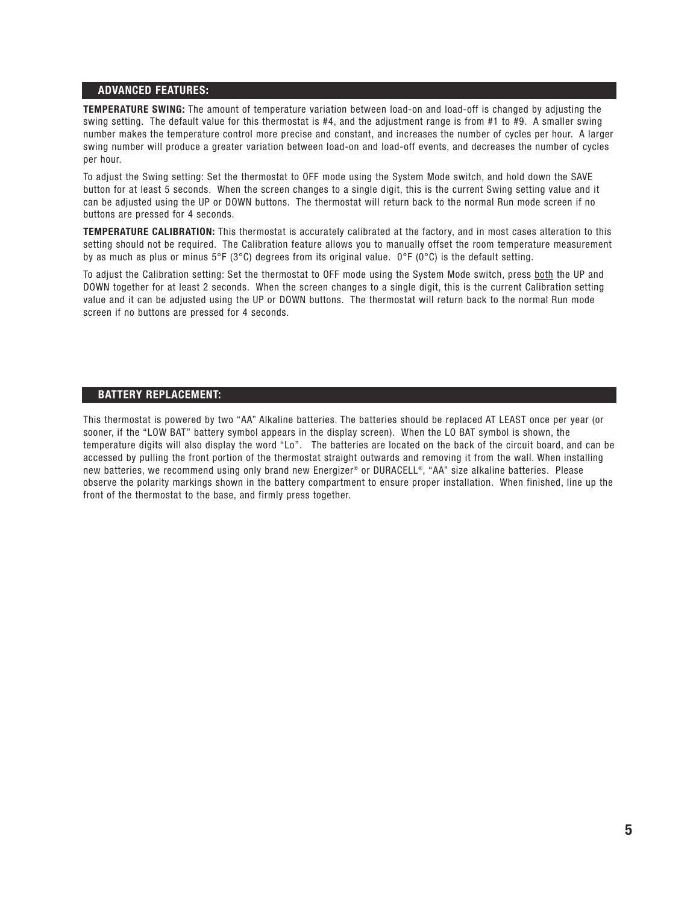## ADVANCED FEATURES:

**TEMPERATURE SWING:** The amount of temperature variation between load-on and load-off is changed by adjusting the swing setting. The default value for this thermostat is #4, and the adjustment range is from #1 to #9. A smaller swing number makes the temperature control more precise and constant, and increases the number of cycles per hour. A larger swing number will produce a greater variation between load-on and load-off events, and decreases the number of cycles per hour.

To adjust the Swing setting: Set the thermostat to OFF mode using the System Mode switch, and hold down the SAVE button for at least 5 seconds. When the screen changes to a single digit, this is the current Swing setting value and it can be adjusted using the UP or DOWN buttons. The thermostat will return back to the normal Run mode screen if no buttons are pressed for 4 seconds.

**TEMPERATURE CALIBRATION:** This thermostat is accurately calibrated at the factory, and in most cases alteration to this setting should not be required. The Calibration feature allows you to manually offset the room temperature measurement by as much as plus or minus 5°F (3°C) degrees from its original value. 0°F (0°C) is the default setting.

To adjust the Calibration setting: Set the thermostat to OFF mode using the System Mode switch, press <u>both</u> the UP and DOWN together for at least 2 seconds. When the screen changes to a single digit, this is the current Calibration setting value and it can be adjusted using the UP or DOWN buttons. The thermostat will return back to the normal Run mode screen if no buttons are pressed for 4 seconds.

## BATTERY REPLACEMENT:

This thermostat is powered by two "AA" Alkaline batteries. The batteries should be replaced AT LEAST once per year (or sooner, if the "LOW BAT" battery symbol appears in the display screen). When the LO BAT symbol is shown, the temperature digits will also display the word "Lo". The batteries are located on the back of the circuit board, and can be accessed by pulling the front portion of the thermostat straight outwards and removing it from the wall. When installing new batteries, we recommend using only brand new Energizer® or DURACELL®, "AA" size alkaline batteries. Please observe the polarity markings shown in the battery compartment to ensure proper installation. When finished, line up the front of the thermostat to the base, and firmly press together.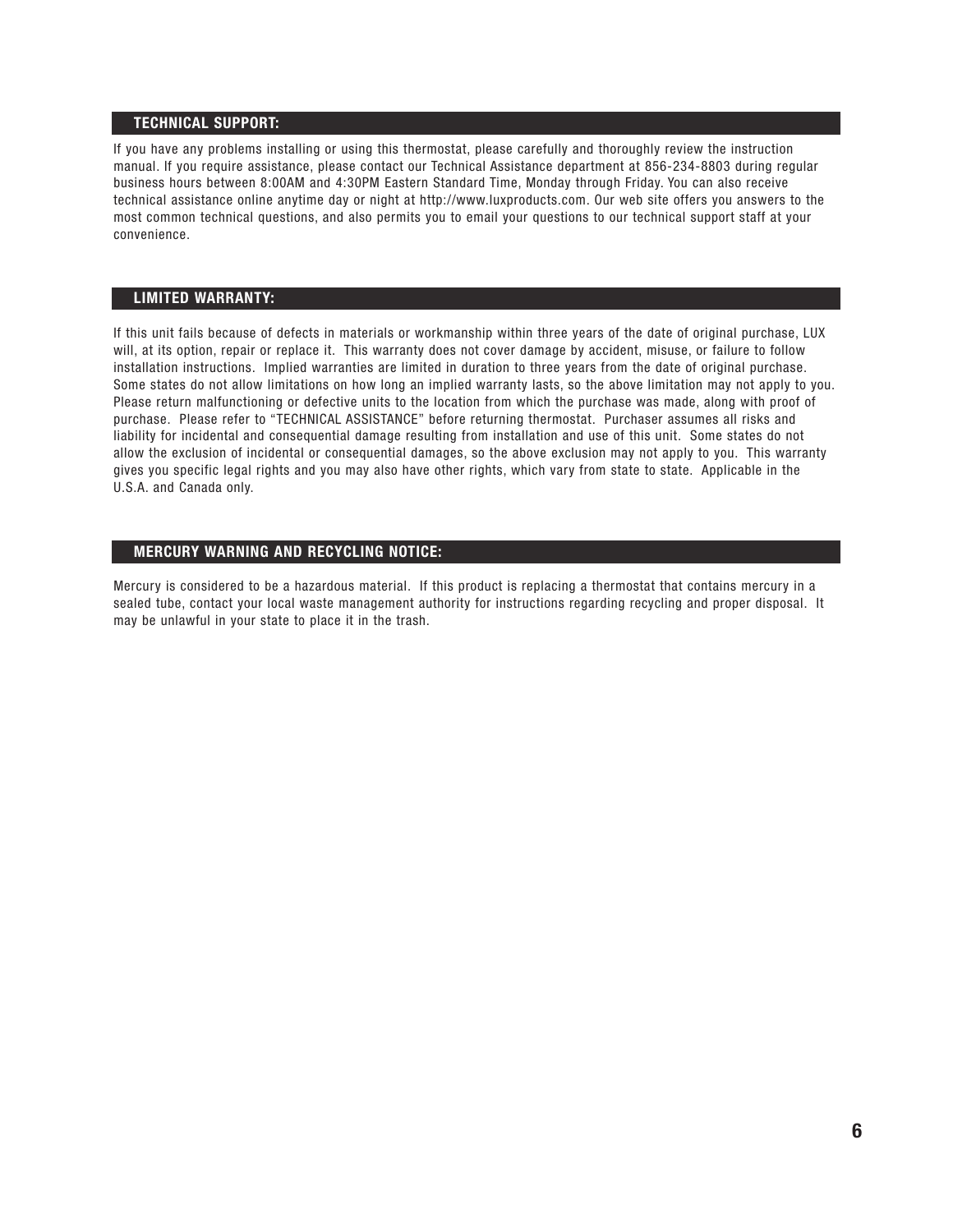## TECHNICAL SUPPORT:

If you have any problems installing or using this thermostat, please carefully and thoroughly review the instruction manual. If you require assistance, please contact our Technical Assistance department at 856-234-8803 during regular business hours between 8:00AM and 4:30PM Eastern Standard Time, Monday through Friday. You can also receive technical assistance online anytime day or night at http://www.luxproducts.com. Our web site offers you answers to the most common technical questions, and also permits you to email your questions to our technical support staff at your convenience.

## LIMITED WARRANTY:

If this unit fails because of defects in materials or workmanship within three years of the date of original purchase, LUX will, at its option, repair or replace it. This warranty does not cover damage by accident, misuse, or failure to follow installation instructions. Implied warranties are limited in duration to three years from the date of original purchase. Some states do not allow limitations on how long an implied warranty lasts, so the above limitation may not apply to you. Please return malfunctioning or defective units to the location from which the purchase was made, along with proof of purchase. Please refer to “TECHNICAL ASSISTANCE” before returning thermostat. Purchaser assumes all risks and liability for incidental and consequential damage resulting from installation and use of this unit. Some states do not allow the exclusion of incidental or consequential damages, so the above exclusion may not apply to you. This warranty gives you specific legal rights and you may also have other rights, which vary from state to state. Applicable in the U.S.A. and Canada only.

## MERCURY WARNING AND RECYCLING NOTICE:

Mercury is considered to be a hazardous material. If this product is replacing a thermostat that contains mercury in a sealed tube, contact your local waste management authority for instructions regarding recycling and proper disposal. It may be unlawful in your state to place it in the trash.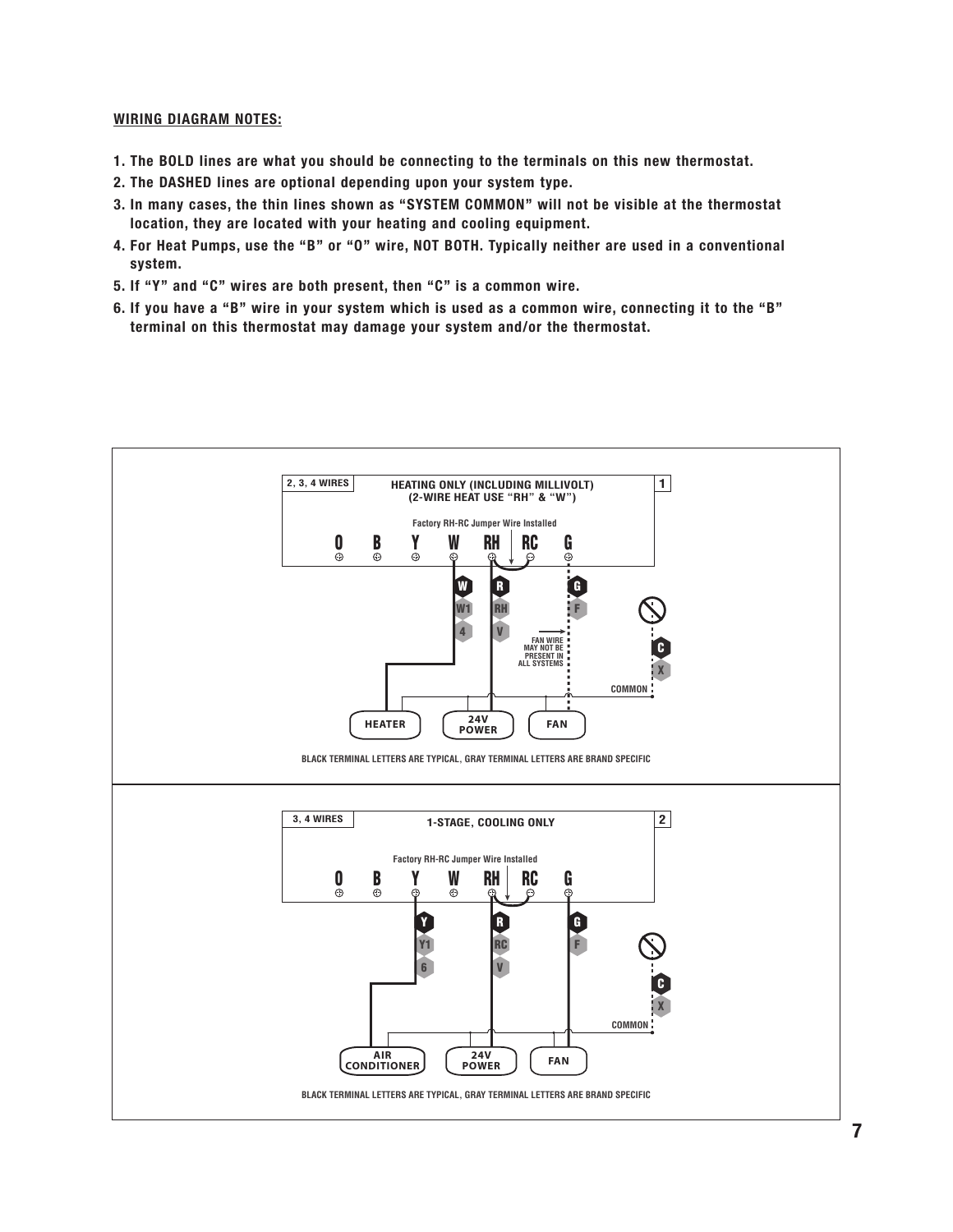**WIRING DIAGRAM NOTES:**

1. **The BOLD lines are what you should be connecting to the terminals on this new thermostat.**
2. **The DASHED lines are optional depending upon your system type.**
3. **In many cases, the thin lines shown as "SYSTEM COMMON" will not be visible at the thermostat location, they are located with your heating and cooling equipment.**
4. **For Heat Pumps, use the "B" or "O" wire, NOT BOTH. Typically neither are used in a conventional system.**
5. **If "Y" and "C" wires are both present, then "C" is a common wire.**
6. **If you have a "B" wire in your system which is used as a common wire, connecting it to the "B" terminal on this thermostat may damage your system and/or the thermostat.**

**Diagram 1 — 2, 3, 4 WIRES — HEATING ONLY (INCLUDING MILLIVOLT) (2-WIRE HEAT USE "RH" & "W")**

Factory RH-RC Jumper Wire Installed

Terminals: O B Y W RH RC G

- W → W / W1 / 4 → HEATER
- RH → R / RH / V → 24V POWER
- G → G / F → FAN (dashed) — FAN WIRE MAY NOT BE PRESENT IN ALL SYSTEMS
- C / X → COMMON (not connected)

BLACK TERMINAL LETTERS ARE TYPICAL, GRAY TERMINAL LETTERS ARE BRAND SPECIFIC

**Diagram 2 — 3, 4 WIRES — 1-STAGE, COOLING ONLY**

Factory RH-RC Jumper Wire Installed

Terminals: O B Y W RH RC G

- Y → Y / Y1 / 6 → AIR CONDITIONER
- RH → R / RC / V → 24V POWER
- G → G / F → FAN
- C / X → COMMON (not connected)

BLACK TERMINAL LETTERS ARE TYPICAL, GRAY TERMINAL LETTERS ARE BRAND SPECIFIC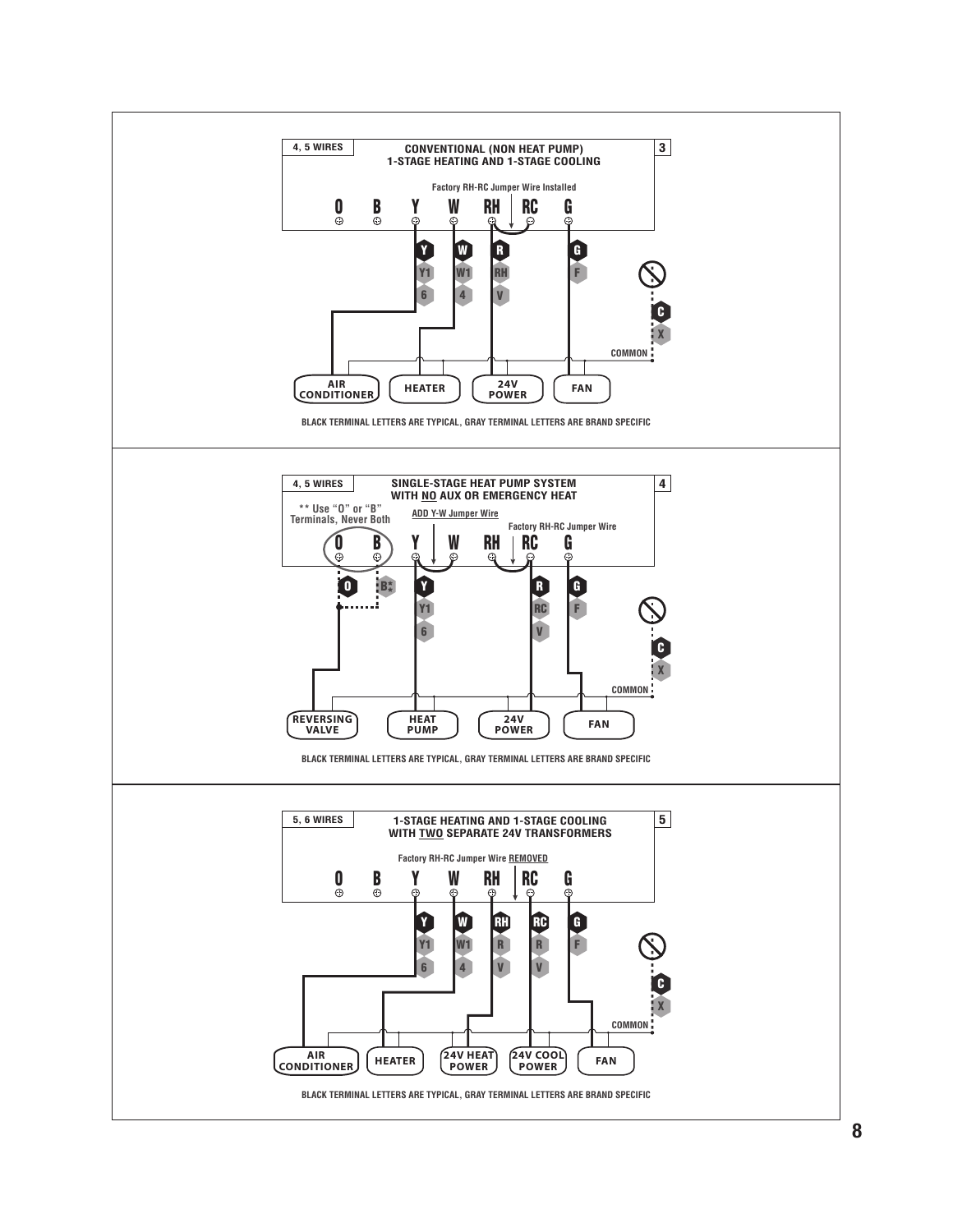4, 5 WIRES

**CONVENTIONAL (NON HEAT PUMP)**
**1-STAGE HEATING AND 1-STAGE COOLING**

3

Factory RH-RC Jumper Wire Installed

O B Y W RH RC G

Y Y1 6 W W1 4 R RH V G F

C X

COMMON

AIR CONDITIONER HEATER 24V POWER FAN

BLACK TERMINAL LETTERS ARE TYPICAL, GRAY TERMINAL LETTERS ARE BRAND SPECIFIC

4, 5 WIRES

**SINGLE-STAGE HEAT PUMP SYSTEM**
**WITH NO AUX OR EMERGENCY HEAT**

4

** Use "O" or "B" Terminals, Never Both

ADD Y-W Jumper Wire

Factory RH-RC Jumper Wire

O B Y W RH RC G

O B* Y Y1 6 R RC V G F

C X

COMMON

REVERSING VALVE HEAT PUMP 24V POWER FAN

BLACK TERMINAL LETTERS ARE TYPICAL, GRAY TERMINAL LETTERS ARE BRAND SPECIFIC

5, 6 WIRES

**1-STAGE HEATING AND 1-STAGE COOLING**
**WITH TWO SEPARATE 24V TRANSFORMERS**

5

Factory RH-RC Jumper Wire REMOVED

O B Y W RH RC G

Y Y1 6 W W1 4 RH R V RC R V G F

C X

COMMON

AIR CONDITIONER HEATER 24V HEAT POWER 24V COOL POWER FAN

BLACK TERMINAL LETTERS ARE TYPICAL, GRAY TERMINAL LETTERS ARE BRAND SPECIFIC